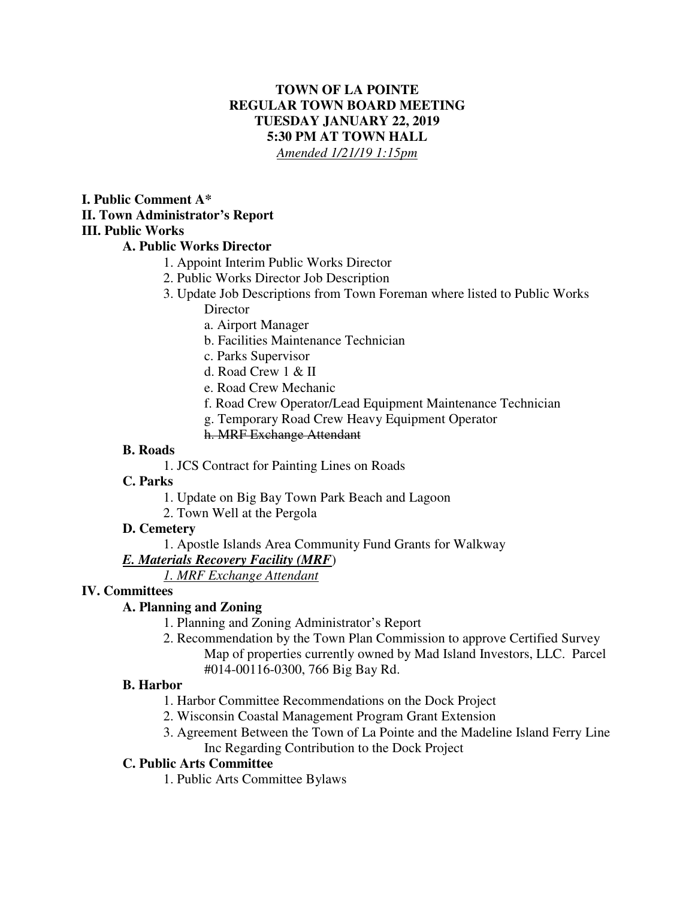**TOWN OF LA POINTE**
**REGULAR TOWN BOARD MEETING**
**TUESDAY JANUARY 22, 2019**
**5:30 PM AT TOWN HALL**
*Amended 1/21/19 1:15pm*

**I. Public Comment A***

**II. Town Administrator's Report**

**III. Public Works**

**A. Public Works Director**

1. Appoint Interim Public Works Director
2. Public Works Director Job Description
3. Update Job Descriptions from Town Foreman where listed to Public Works Director
   - a. Airport Manager
   - b. Facilities Maintenance Technician
   - c. Parks Supervisor
   - d. Road Crew 1 & II
   - e. Road Crew Mechanic
   - f. Road Crew Operator/Lead Equipment Maintenance Technician
   - g. Temporary Road Crew Heavy Equipment Operator
   - ~~h. MRF Exchange Attendant~~

**B. Roads**

1. JCS Contract for Painting Lines on Roads

**C. Parks**

1. Update on Big Bay Town Park Beach and Lagoon
2. Town Well at the Pergola

**D. Cemetery**

1. Apostle Islands Area Community Fund Grants for Walkway

***E. Materials Recovery Facility (MRF*)**

*1. MRF Exchange Attendant*

**IV. Committees**

**A. Planning and Zoning**

1. Planning and Zoning Administrator's Report
2. Recommendation by the Town Plan Commission to approve Certified Survey Map of properties currently owned by Mad Island Investors, LLC. Parcel #014-00116-0300, 766 Big Bay Rd.

**B. Harbor**

1. Harbor Committee Recommendations on the Dock Project
2. Wisconsin Coastal Management Program Grant Extension
3. Agreement Between the Town of La Pointe and the Madeline Island Ferry Line Inc Regarding Contribution to the Dock Project

**C. Public Arts Committee**

1. Public Arts Committee Bylaws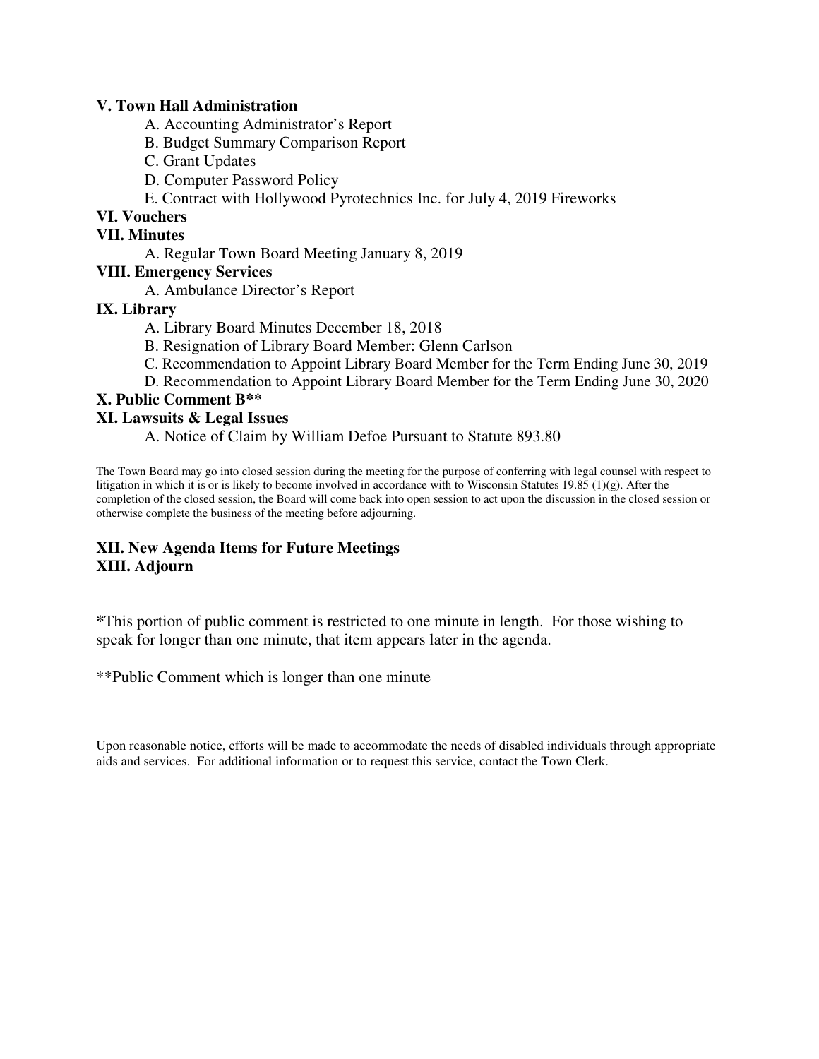**V. Town Hall Administration**

A. Accounting Administrator's Report

B. Budget Summary Comparison Report

C. Grant Updates

D. Computer Password Policy

E. Contract with Hollywood Pyrotechnics Inc. for July 4, 2019 Fireworks

**VI. Vouchers**

**VII. Minutes**

A. Regular Town Board Meeting January 8, 2019

**VIII. Emergency Services**

A. Ambulance Director's Report

**IX. Library**

A. Library Board Minutes December 18, 2018

B. Resignation of Library Board Member: Glenn Carlson

C. Recommendation to Appoint Library Board Member for the Term Ending June 30, 2019

D. Recommendation to Appoint Library Board Member for the Term Ending June 30, 2020

**X. Public Comment B****

**XI. Lawsuits & Legal Issues**

A. Notice of Claim by William Defoe Pursuant to Statute 893.80

The Town Board may go into closed session during the meeting for the purpose of conferring with legal counsel with respect to litigation in which it is or is likely to become involved in accordance with to Wisconsin Statutes 19.85 (1)(g). After the completion of the closed session, the Board will come back into open session to act upon the discussion in the closed session or otherwise complete the business of the meeting before adjourning.

**XII. New Agenda Items for Future Meetings**

**XIII. Adjourn**

*This portion of public comment is restricted to one minute in length. For those wishing to speak for longer than one minute, that item appears later in the agenda.

**Public Comment which is longer than one minute

Upon reasonable notice, efforts will be made to accommodate the needs of disabled individuals through appropriate aids and services. For additional information or to request this service, contact the Town Clerk.